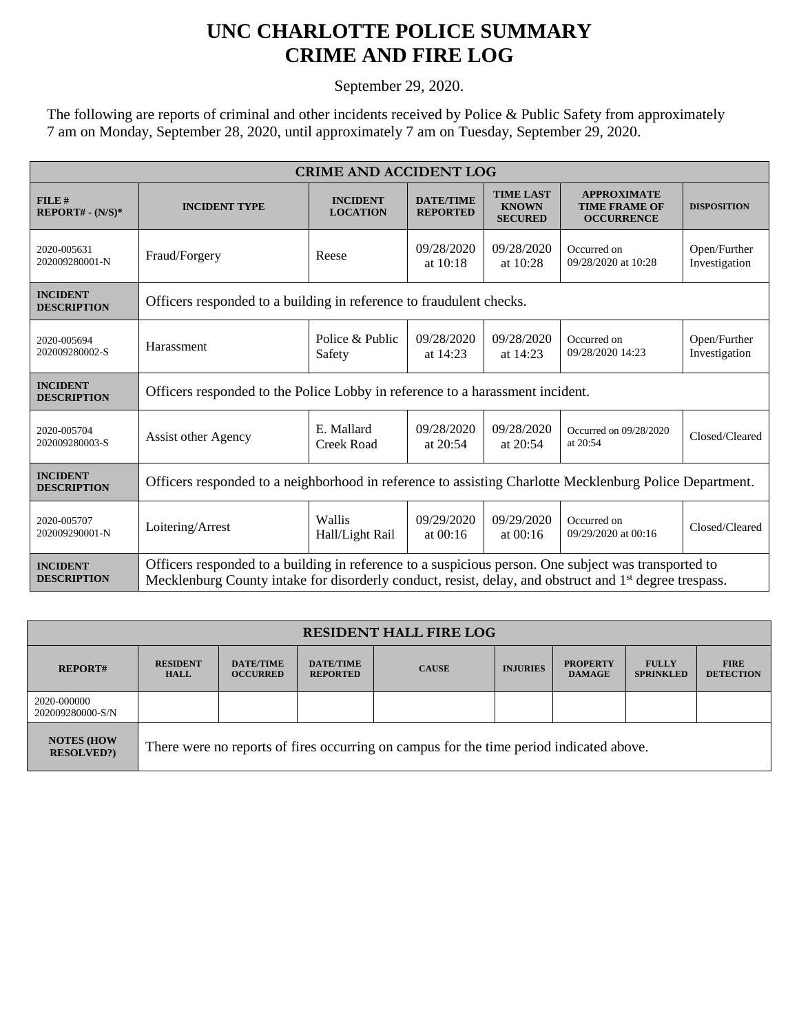# UNC CHARLOTTE POLICE SUMMARY
# CRIME AND FIRE LOG

September 29, 2020.

The following are reports of criminal and other incidents received by Police & Public Safety from approximately 7 am on Monday, September 28, 2020, until approximately 7 am on Tuesday, September 29, 2020.

| CRIME AND ACCIDENT LOG | | | | | | |
|---|---|---|---|---|---|---|
| **FILE # REPORT# - (N/S)*** | **INCIDENT TYPE** | **INCIDENT LOCATION** | **DATE/TIME REPORTED** | **TIME LAST KNOWN SECURED** | **APPROXIMATE TIME FRAME OF OCCURRENCE** | **DISPOSITION** |
| 2020-005631 202009280001-N | Fraud/Forgery | Reese | 09/28/2020 at 10:18 | 09/28/2020 at 10:28 | Occurred on 09/28/2020 at 10:28 | Open/Further Investigation |
| **INCIDENT DESCRIPTION** | Officers responded to a building in reference to fraudulent checks. | | | | | |
| 2020-005694 202009280002-S | Harassment | Police & Public Safety | 09/28/2020 at 14:23 | 09/28/2020 at 14:23 | Occurred on 09/28/2020 14:23 | Open/Further Investigation |
| **INCIDENT DESCRIPTION** | Officers responded to the Police Lobby in reference to a harassment incident. | | | | | |
| 2020-005704 202009280003-S | Assist other Agency | E. Mallard Creek Road | 09/28/2020 at 20:54 | 09/28/2020 at 20:54 | Occurred on 09/28/2020 at 20:54 | Closed/Cleared |
| **INCIDENT DESCRIPTION** | Officers responded to a neighborhood in reference to assisting Charlotte Mecklenburg Police Department. | | | | | |
| 2020-005707 202009290001-N | Loitering/Arrest | Wallis Hall/Light Rail | 09/29/2020 at 00:16 | 09/29/2020 at 00:16 | Occurred on 09/29/2020 at 00:16 | Closed/Cleared |
| **INCIDENT DESCRIPTION** | Officers responded to a building in reference to a suspicious person. One subject was transported to Mecklenburg County intake for disorderly conduct, resist, delay, and obstruct and 1st degree trespass. | | | | | |

| RESIDENT HALL FIRE LOG | | | | | | | | |
|---|---|---|---|---|---|---|---|---|
| **REPORT#** | **RESIDENT HALL** | **DATE/TIME OCCURRED** | **DATE/TIME REPORTED** | **CAUSE** | **INJURIES** | **PROPERTY DAMAGE** | **FULLY SPRINKLED** | **FIRE DETECTION** |
| 2020-000000 202009280000-S/N | | | | | | | | |
| **NOTES (HOW RESOLVED?)** | There were no reports of fires occurring on campus for the time period indicated above. | | | | | | | |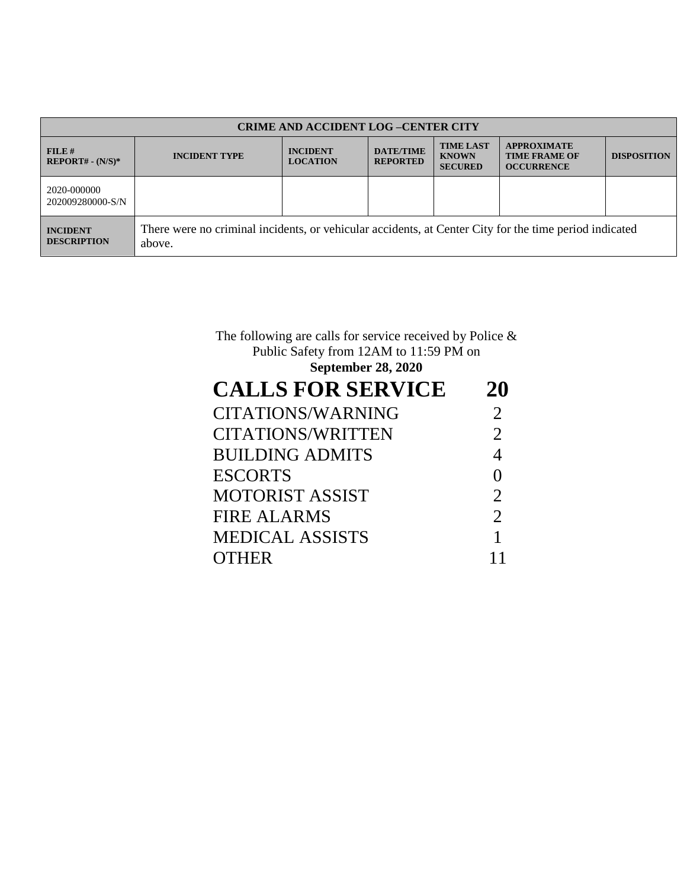| CRIME AND ACCIDENT LOG –CENTER CITY | | | | | | |
|---|---|---|---|---|---|---|
| **FILE # REPORT# - (N/S)*** | **INCIDENT TYPE** | **INCIDENT LOCATION** | **DATE/TIME REPORTED** | **TIME LAST KNOWN SECURED** | **APPROXIMATE TIME FRAME OF OCCURRENCE** | **DISPOSITION** |
| 2020-000000 202009280000-S/N | | | | | | |
| **INCIDENT DESCRIPTION** | There were no criminal incidents, or vehicular accidents, at Center City for the time period indicated above. | | | | | |

The following are calls for service received by Police & Public Safety from 12AM to 11:59 PM on
**September 28, 2020**

| | |
|---|---|
| **CALLS FOR SERVICE** | **20** |
| CITATIONS/WARNING | 2 |
| CITATIONS/WRITTEN | 2 |
| BUILDING ADMITS | 4 |
| ESCORTS | 0 |
| MOTORIST ASSIST | 2 |
| FIRE ALARMS | 2 |
| MEDICAL ASSISTS | 1 |
| OTHER | 11 |